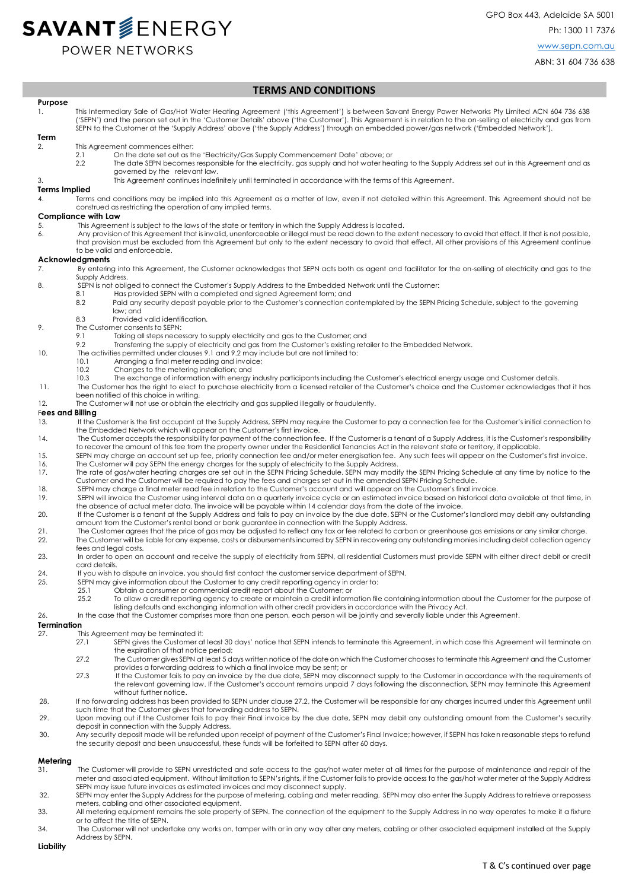# SAVANT ENERGY POWER NETWORKS

GPO Box 443, Adelaide SA 5001

Ph: 1300 11 7376

www.sepn.com.au

ABN: 31 604 736 638

## TERMS AND CONDITIONS

### Purpose

1. This Intermediary Sale of Gas/Hot Water Heating Agreement ('this Agreement') is between Savant Energy Power Networks Pty Limited ACN 604 736 638 ('SEPN') and the person set out in the 'Customer Details' above ('the Customer'). This Agreement is in relation to the on-selling of electricity and gas from SEPN to the Customer at the 'Supply Address' above ('the Supply Address') through an embedded power/gas network ('Embedded Network').

### Term

2. This Agreement commences either:
   - 2.1 On the date set out as the 'Electricity/Gas Supply Commencement Date' above; or
   - 2.2 The date SEPN becomes responsible for the electricity, gas supply and hot water heating to the Supply Address set out in this Agreement and as governed by the relevant law.
3. This Agreement continues indefinitely until terminated in accordance with the terms of this Agreement.

### Terms Implied

4. Terms and conditions may be implied into this Agreement as a matter of law, even if not detailed within this Agreement. This Agreement should not be construed as restricting the operation of any implied terms.

### Compliance with Law

5. This Agreement is subject to the laws of the state or territory in which the Supply Address is located.
6. Any provision of this Agreement that is invalid, unenforceable or illegal must be read down to the extent necessary to avoid that effect. If that is not possible, that provision must be excluded from this Agreement but only to the extent necessary to avoid that effect. All other provisions of this Agreement continue to be valid and enforceable.

### Acknowledgments

7. By entering into this Agreement, the Customer acknowledges that SEPN acts both as agent and facilitator for the on-selling of electricity and gas to the Supply Address.
8. SEPN is not obliged to connect the Customer's Supply Address to the Embedded Network until the Customer:
   - 8.1 Has provided SEPN with a completed and signed Agreement form; and
   - 8.2 Paid any security deposit payable prior to the Customer's connection contemplated by the SEPN Pricing Schedule, subject to the governing law; and
   - 8.3 Provided valid identification.
9. The Customer consents to SEPN:
   - 9.1 Taking all steps necessary to supply electricity and gas to the Customer; and
   - 9.2 Transferring the supply of electricity and gas from the Customer's existing retailer to the Embedded Network.
10. The activities permitted under clauses 9.1 and 9.2 may include but are not limited to:
    - 10.1 Arranging a final meter reading and invoice;
    - 10.2 Changes to the metering installation; and
    - 10.3 The exchange of information with energy industry participants including the Customer's electrical energy usage and Customer details.
11. The Customer has the right to elect to purchase electricity from a licensed retailer of the Customer's choice and the Customer acknowledges that it has been notified of this choice in writing.
12. The Customer will not use or obtain the electricity and gas supplied illegally or fraudulently.

### Fees and Billing

13. If the Customer is the first occupant at the Supply Address, SEPN may require the Customer to pay a connection fee for the Customer's initial connection to the Embedded Network which will appear on the Customer's first invoice.
14. The Customer accepts the responsibility for payment of the connection fee. If the Customer is a tenant of a Supply Address, it is the Customer's responsibility to recover the amount of this fee from the property owner under the Residential Tenancies Act in the relevant state or territory, if applicable.
15. SEPN may charge an account set up fee, priority connection fee and/or meter energisation fee. Any such fees will appear on the Customer's first invoice.
16. The Customer will pay SEPN the energy charges for the supply of electricity to the Supply Address.
17. The rate of gas/water heating charges are set out in the SEPN Pricing Schedule. SEPN may modify the SEPN Pricing Schedule at any time by notice to the Customer and the Customer will be required to pay the fees and charges set out in the amended SEPN Pricing Schedule.
18. SEPN may charge a final meter read fee in relation to the Customer's account and will appear on the Customer's final invoice.
19. SEPN will invoice the Customer using interval data on a quarterly invoice cycle or an estimated invoice based on historical data available at that time, in the absence of actual meter data. The invoice will be payable within 14 calendar days from the date of the invoice.
20. If the Customer is a tenant at the Supply Address and fails to pay an invoice by the due date, SEPN or the Customer's landlord may debit any outstanding amount from the Customer's rental bond or bank guarantee in connection with the Supply Address.
21. The Customer agrees that the price of gas may be adjusted to reflect any tax or fee related to carbon or greenhouse gas emissions or any similar charge.
22. The Customer will be liable for any expense, costs or disbursements incurred by SEPN in recovering any outstanding monies including debt collection agency fees and legal costs.
23. In order to open an account and receive the supply of electricity from SEPN, all residential Customers must provide SEPN with either direct debit or credit card details.
24. If you wish to dispute an invoice, you should first contact the customer service department of SEPN.
25. SEPN may give information about the Customer to any credit reporting agency in order to:
    - 25.1 Obtain a consumer or commercial credit report about the Customer; or
    - 25.2 To allow a credit reporting agency to create or maintain a credit information file containing information about the Customer for the purpose of listing defaults and exchanging information with other credit providers in accordance with the Privacy Act.
26. In the case that the Customer comprises more than one person, each person will be jointly and severally liable under this Agreement.

### Termination

27. This Agreement may be terminated if:
    - 27.1 SEPN gives the Customer at least 30 days' notice that SEPN intends to terminate this Agreement, in which case this Agreement will terminate on the expiration of that notice period;
    - 27.2 The Customer gives SEPN at least 5 days written notice of the date on which the Customer chooses to terminate this Agreement and the Customer provides a forwarding address to which a final invoice may be sent; or
    - 27.3 If the Customer fails to pay an invoice by the due date, SEPN may disconnect supply to the Customer in accordance with the requirements of the relevant governing law. If the Customer's account remains unpaid 7 days following the disconnection, SEPN may terminate this Agreement without further notice.
28. If no forwarding address has been provided to SEPN under clause 27.2, the Customer will be responsible for any charges incurred under this Agreement until such time that the Customer gives that forwarding address to SEPN.
29. Upon moving out if the Customer fails to pay their Final invoice by the due date, SEPN may debit any outstanding amount from the Customer's security deposit in connection with the Supply Address.
30. Any security deposit made will be refunded upon receipt of payment of the Customer's Final Invoice; however, if SEPN has taken reasonable steps to refund the security deposit and been unsuccessful, these funds will be forfeited to SEPN after 60 days.

### Metering

31. The Customer will provide to SEPN unrestricted and safe access to the gas/hot water meter at all times for the purpose of maintenance and repair of the meter and associated equipment. Without limitation to SEPN's rights, if the Customer fails to provide access to the gas/hot water meter at the Supply Address SEPN may issue future invoices as estimated invoices and may disconnect supply.
32. SEPN may enter the Supply Address for the purpose of metering, cabling and meter reading. SEPN may also enter the Supply Address to retrieve or repossess meters, cabling and other associated equipment.
33. All metering equipment remains the sole property of SEPN. The connection of the equipment to the Supply Address in no way operates to make it a fixture or to affect the title of SEPN.
34. The Customer will not undertake any works on, tamper with or in any way alter any meters, cabling or other associated equipment installed at the Supply Address by SEPN.

### Liability

T & C's continued over page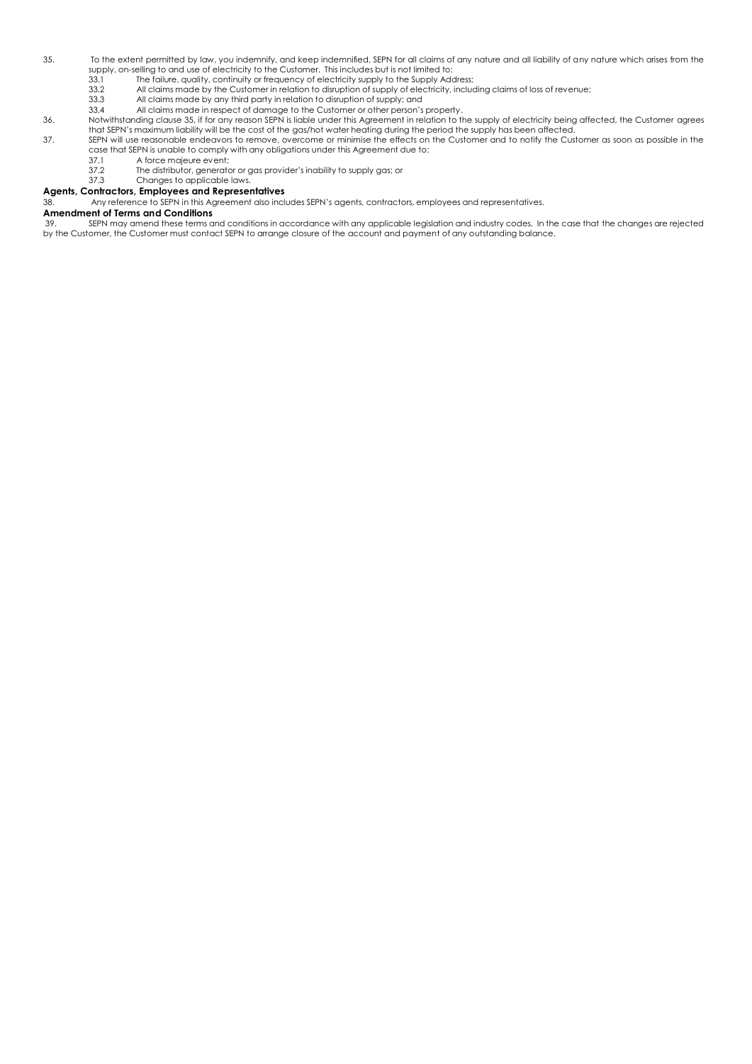35. To the extent permitted by law, you indemnify, and keep indemnified, SEPN for all claims of any nature and all liability of any nature which arises from the supply, on-selling to and use of electricity to the Customer. This includes but is not limited to:

    33.1 The failure, quality, continuity or frequency of electricity supply to the Supply Address;

    33.2 All claims made by the Customer in relation to disruption of supply of electricity, including claims of loss of revenue;

    33.3 All claims made by any third party in relation to disruption of supply; and

    33.4 All claims made in respect of damage to the Customer or other person's property.

36. Notwithstanding clause 35, if for any reason SEPN is liable under this Agreement in relation to the supply of electricity being affected, the Customer agrees that SEPN's maximum liability will be the cost of the gas/hot water heating during the period the supply has been affected.

37. SEPN will use reasonable endeavors to remove, overcome or minimise the effects on the Customer and to notify the Customer as soon as possible in the case that SEPN is unable to comply with any obligations under this Agreement due to:

    37.1 A force majeure event;

    37.2 The distributor, generator or gas provider's inability to supply gas; or

    37.3 Changes to applicable laws.

**Agents, Contractors, Employees and Representatives**

38. Any reference to SEPN in this Agreement also includes SEPN's agents, contractors, employees and representatives.

**Amendment of Terms and Conditions**

39. SEPN may amend these terms and conditions in accordance with any applicable legislation and industry codes. In the case that the changes are rejected by the Customer, the Customer must contact SEPN to arrange closure of the account and payment of any outstanding balance.